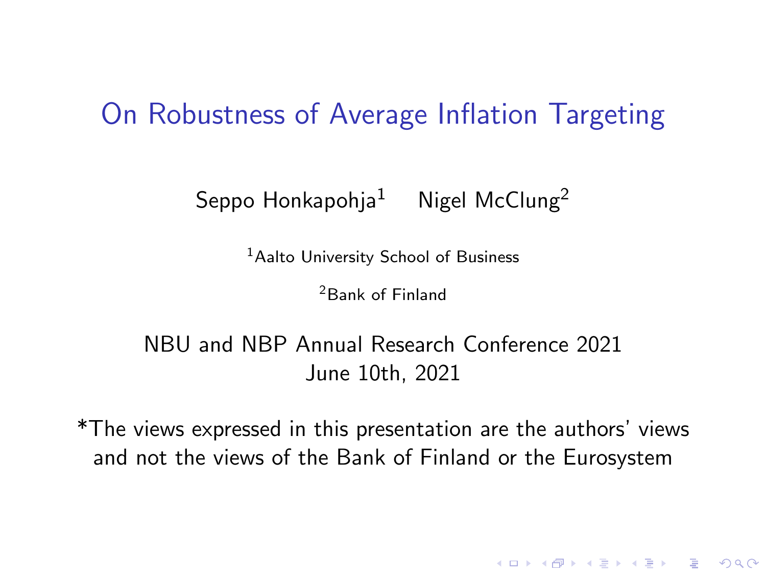# On Robustness of Average Inflation Targeting

Seppo Honkapohja[1] Nigel McClung[2]

[1]Aalto University School of Business

[2]Bank of Finland

NBU and NBP Annual Research Conference 2021
June 10th, 2021

*The views expressed in this presentation are the authors' views and not the views of the Bank of Finland or the Eurosystem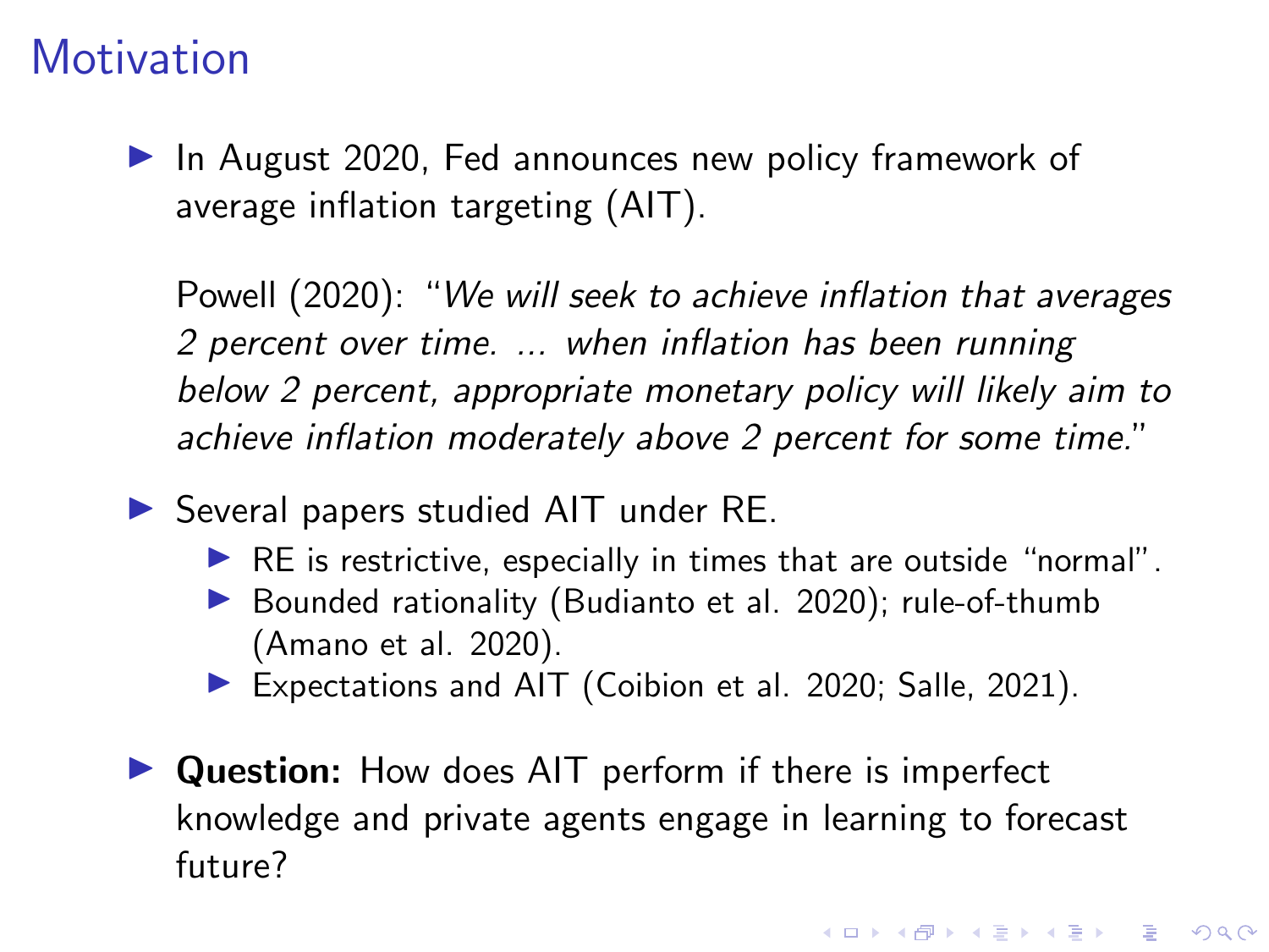# Motivation

- In August 2020, Fed announces new policy framework of average inflation targeting (AIT).

  Powell (2020): "*We will seek to achieve inflation that averages 2 percent over time. ... when inflation has been running below 2 percent, appropriate monetary policy will likely aim to achieve inflation moderately above 2 percent for some time.*"

- Several papers studied AIT under RE.
  - RE is restrictive, especially in times that are outside "normal".
  - Bounded rationality (Budianto et al. 2020); rule-of-thumb (Amano et al. 2020).
  - Expectations and AIT (Coibion et al. 2020; Salle, 2021).

- **Question:** How does AIT perform if there is imperfect knowledge and private agents engage in learning to forecast future?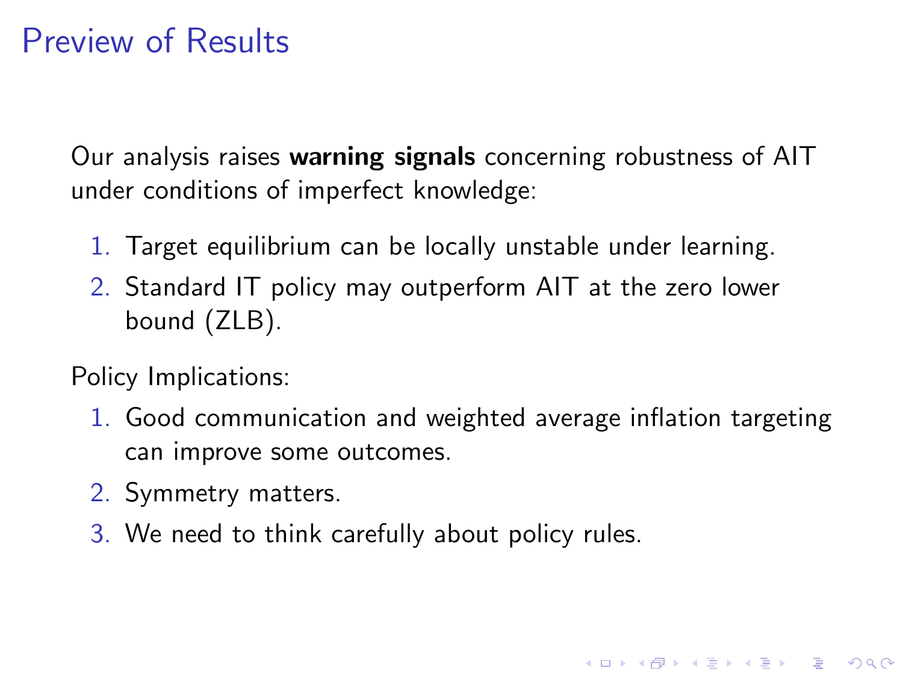# Preview of Results

Our analysis raises **warning signals** concerning robustness of AIT under conditions of imperfect knowledge:

1. Target equilibrium can be locally unstable under learning.
2. Standard IT policy may outperform AIT at the zero lower bound (ZLB).

Policy Implications:

1. Good communication and weighted average inflation targeting can improve some outcomes.
2. Symmetry matters.
3. We need to think carefully about policy rules.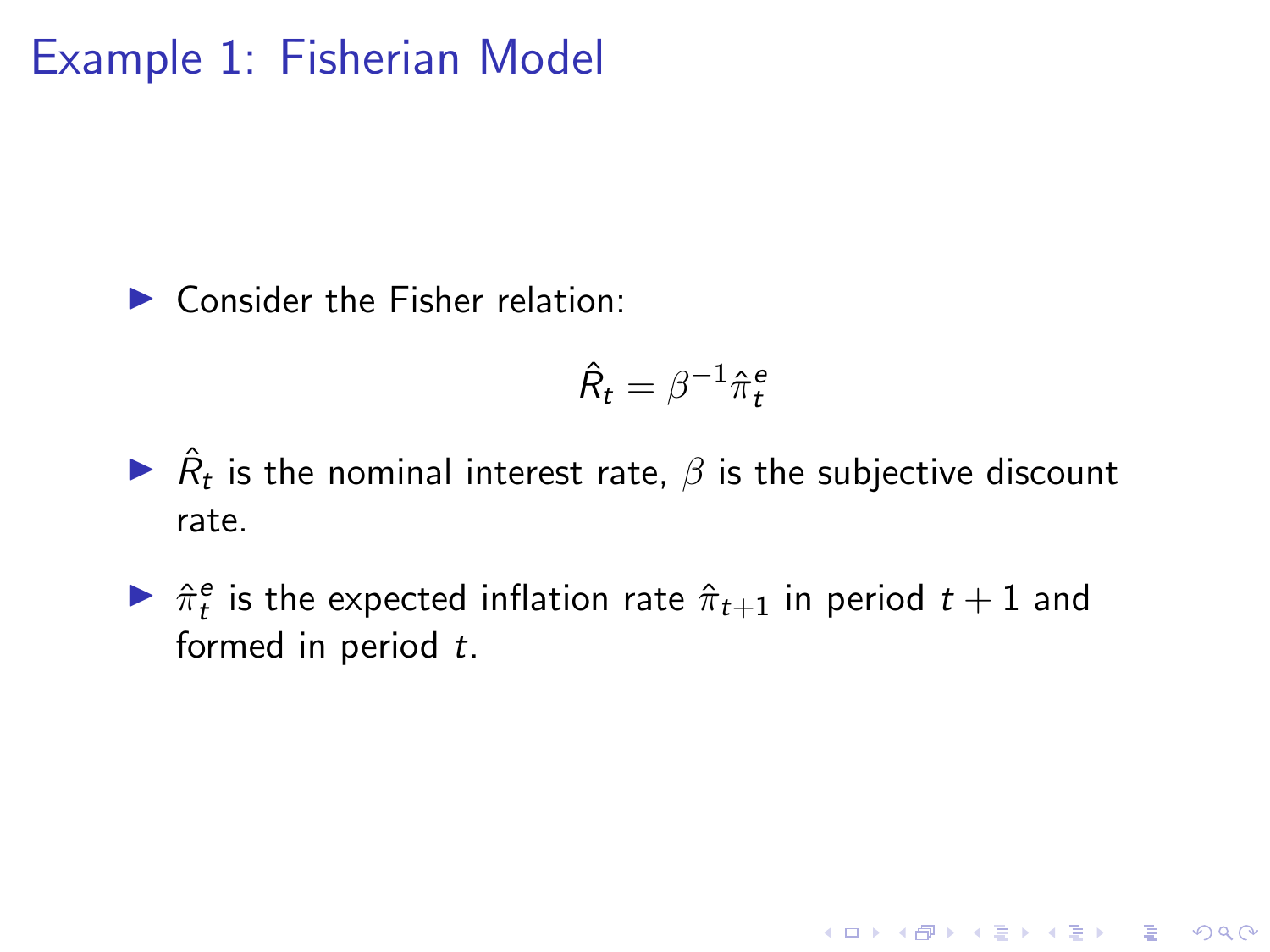# Example 1: Fisherian Model

- Consider the Fisher relation:

$$\hat{R}_t = \beta^{-1}\hat{\pi}_t^e$$

- $\hat{R}_t$ is the nominal interest rate, $\beta$ is the subjective discount rate.
- $\hat{\pi}_t^e$ is the expected inflation rate $\hat{\pi}_{t+1}$ in period $t+1$ and formed in period $t$.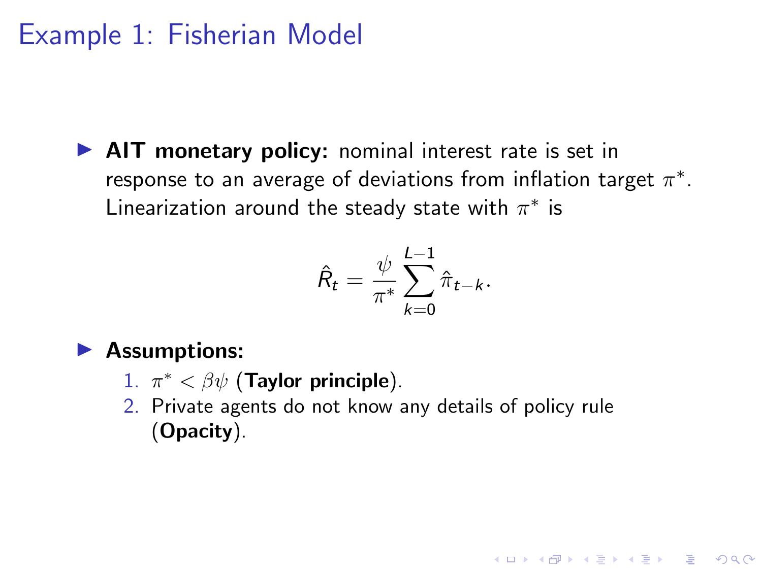# Example 1: Fisherian Model

- **AIT monetary policy:** nominal interest rate is set in response to an average of deviations from inflation target $\pi^*$. Linearization around the steady state with $\pi^*$ is

$$\hat{R}_t = \frac{\psi}{\pi^*} \sum_{k=0}^{L-1} \hat{\pi}_{t-k}.$$

- **Assumptions:**
  1. $\pi^* < \beta\psi$ (**Taylor principle**).
  2. Private agents do not know any details of policy rule (**Opacity**).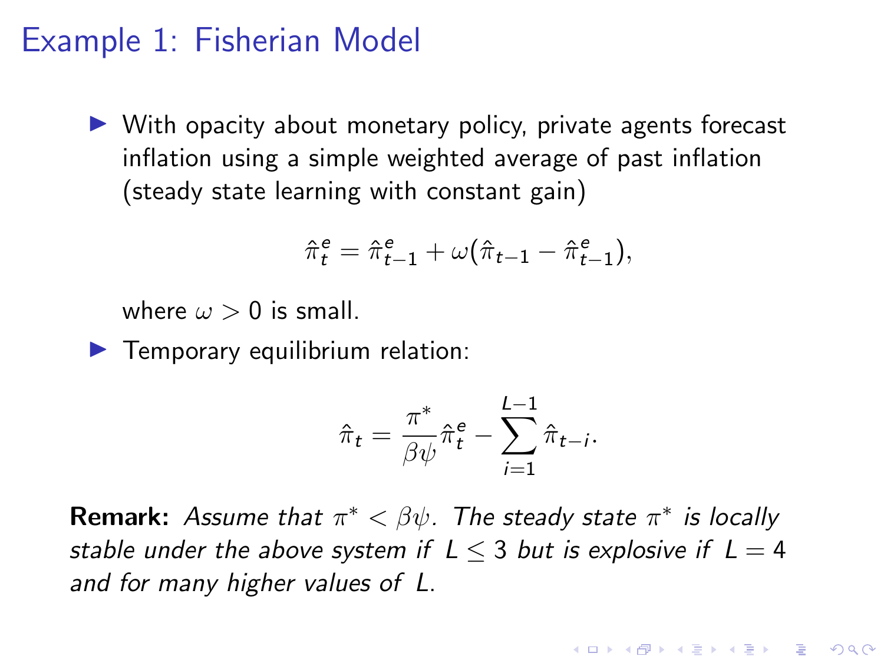# Example 1: Fisherian Model

- With opacity about monetary policy, private agents forecast inflation using a simple weighted average of past inflation (steady state learning with constant gain)

$$\hat{\pi}^e_t = \hat{\pi}^e_{t-1} + \omega(\hat{\pi}_{t-1} - \hat{\pi}^e_{t-1}),$$

  where $\omega > 0$ is small.

- Temporary equilibrium relation:

$$\hat{\pi}_t = \frac{\pi^*}{\beta\psi}\hat{\pi}^e_t - \sum_{i=1}^{L-1} \hat{\pi}_{t-i}.$$

**Remark:** *Assume that $\pi^* < \beta\psi$. The steady state $\pi^*$ is locally stable under the above system if $L \leq 3$ but is explosive if $L = 4$ and for many higher values of $L$.*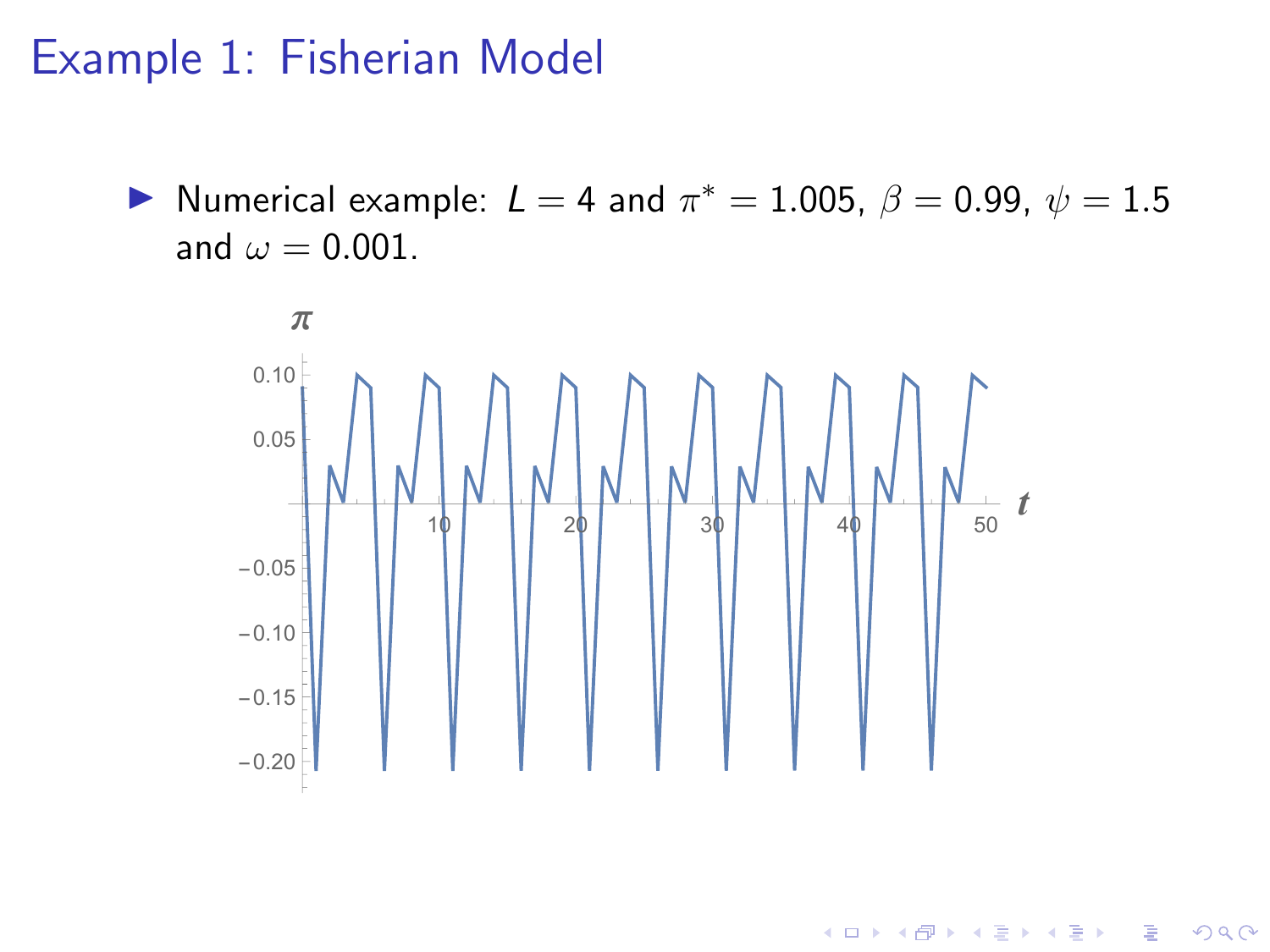# Example 1: Fisherian Model

- Numerical example: $L = 4$ and $\pi^* = 1.005$, $\beta = 0.99$, $\psi = 1.5$ and $\omega = 0.001$.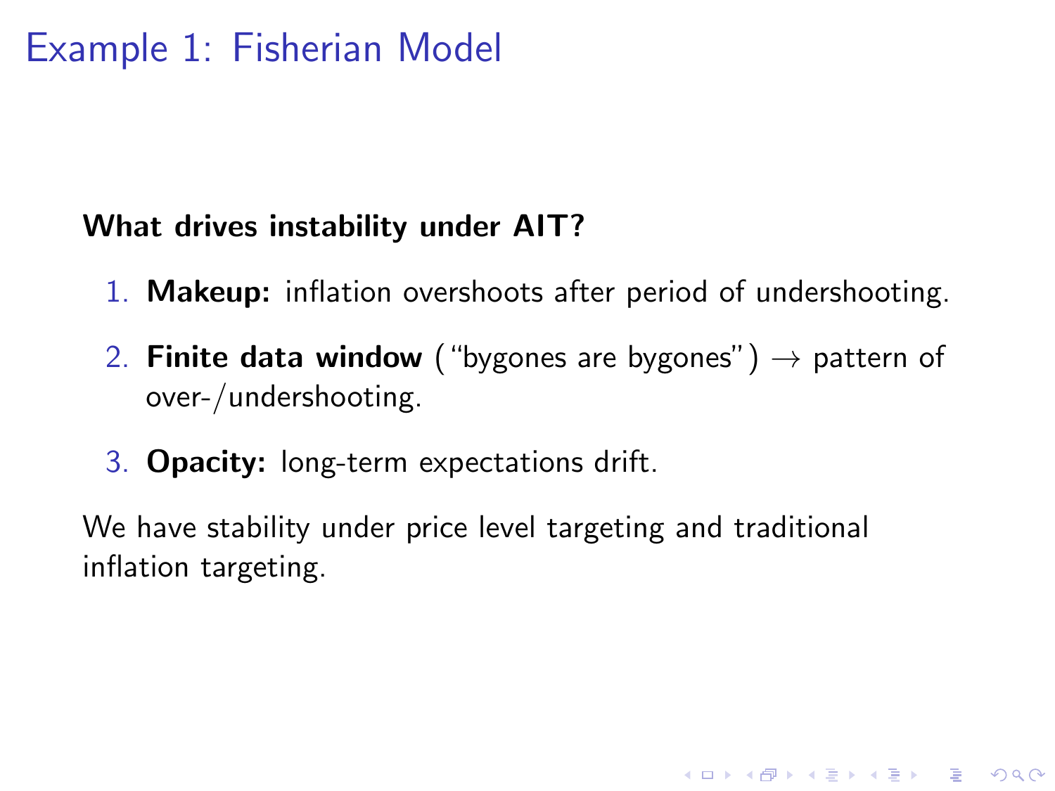# Example 1: Fisherian Model

**What drives instability under AIT?**

1. **Makeup:** inflation overshoots after period of undershooting.
2. **Finite data window** ("bygones are bygones") $\rightarrow$ pattern of over-/undershooting.
3. **Opacity:** long-term expectations drift.

We have stability under price level targeting and traditional inflation targeting.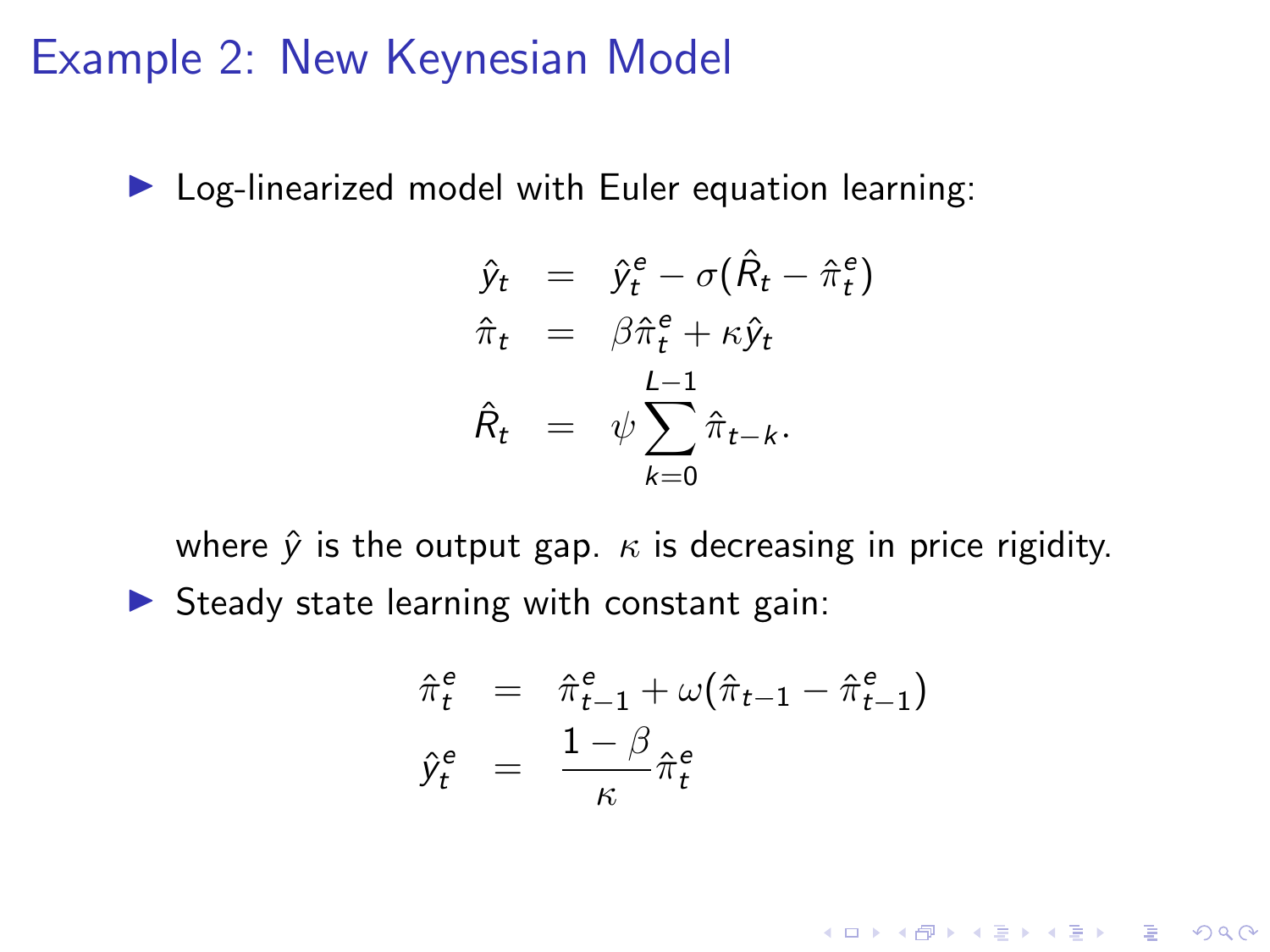# Example 2: New Keynesian Model

- Log-linearized model with Euler equation learning:

$$
\begin{aligned}
\hat{y}_t &= \hat{y}_t^e - \sigma(\hat{R}_t - \hat{\pi}_t^e) \\
\hat{\pi}_t &= \beta \hat{\pi}_t^e + \kappa \hat{y}_t \\
\hat{R}_t &= \psi \sum_{k=0}^{L-1} \hat{\pi}_{t-k}.
\end{aligned}
$$

  where $\hat{y}$ is the output gap. $\kappa$ is decreasing in price rigidity.

- Steady state learning with constant gain:

$$
\begin{aligned}
\hat{\pi}_t^e &= \hat{\pi}_{t-1}^e + \omega(\hat{\pi}_{t-1} - \hat{\pi}_{t-1}^e) \\
\hat{y}_t^e &= \frac{1-\beta}{\kappa} \hat{\pi}_t^e
\end{aligned}
$$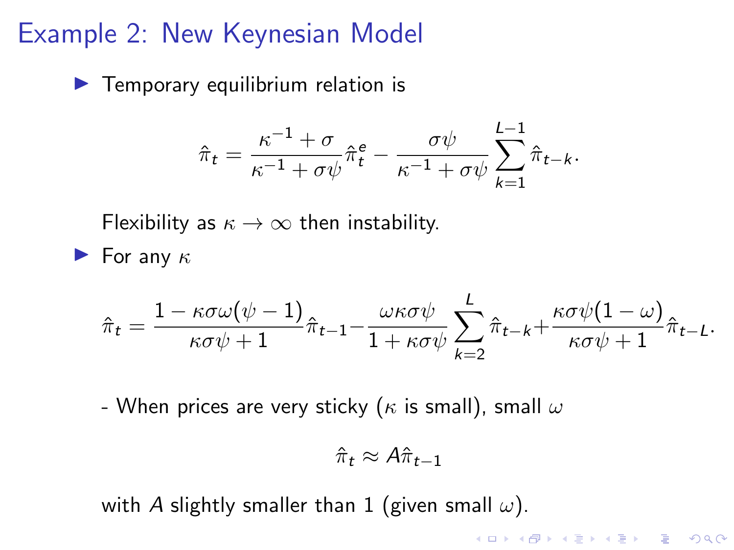# Example 2: New Keynesian Model

- Temporary equilibrium relation is

$$\hat{\pi}_t = \frac{\kappa^{-1} + \sigma}{\kappa^{-1} + \sigma\psi}\hat{\pi}^e_t - \frac{\sigma\psi}{\kappa^{-1} + \sigma\psi}\sum_{k=1}^{L-1}\hat{\pi}_{t-k}.$$

  Flexibility as $\kappa \to \infty$ then instability.

- For any $\kappa$

$$\hat{\pi}_t = \frac{1 - \kappa\sigma\omega(\psi - 1)}{\kappa\sigma\psi + 1}\hat{\pi}_{t-1} - \frac{\omega\kappa\sigma\psi}{1 + \kappa\sigma\psi}\sum_{k=2}^{L}\hat{\pi}_{t-k} + \frac{\kappa\sigma\psi(1 - \omega)}{\kappa\sigma\psi + 1}\hat{\pi}_{t-L}.$$

  - When prices are very sticky ($\kappa$ is small), small $\omega$

$$\hat{\pi}_t \approx A\hat{\pi}_{t-1}$$

  with $A$ slightly smaller than 1 (given small $\omega$).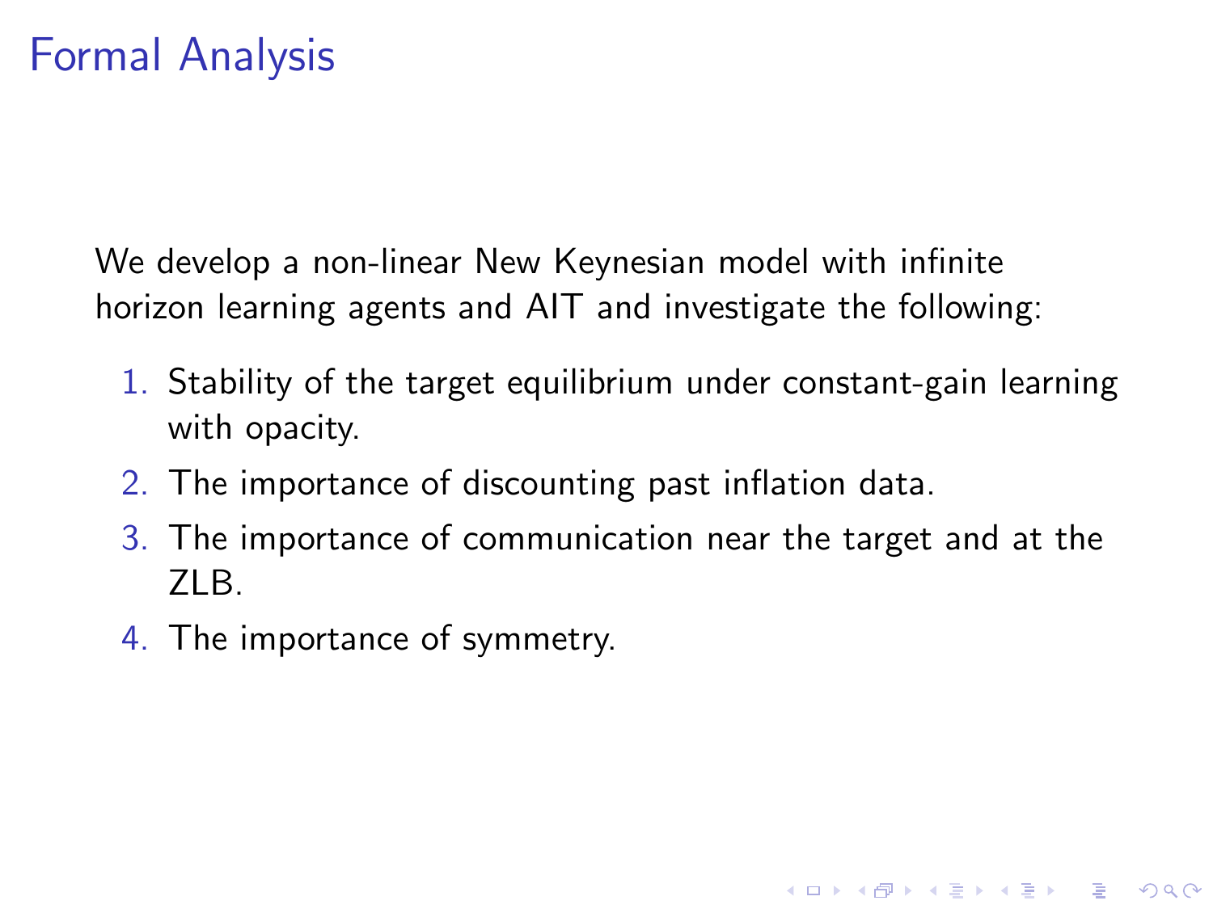# Formal Analysis

We develop a non-linear New Keynesian model with infinite horizon learning agents and AIT and investigate the following:

1. Stability of the target equilibrium under constant-gain learning with opacity.
2. The importance of discounting past inflation data.
3. The importance of communication near the target and at the ZLB.
4. The importance of symmetry.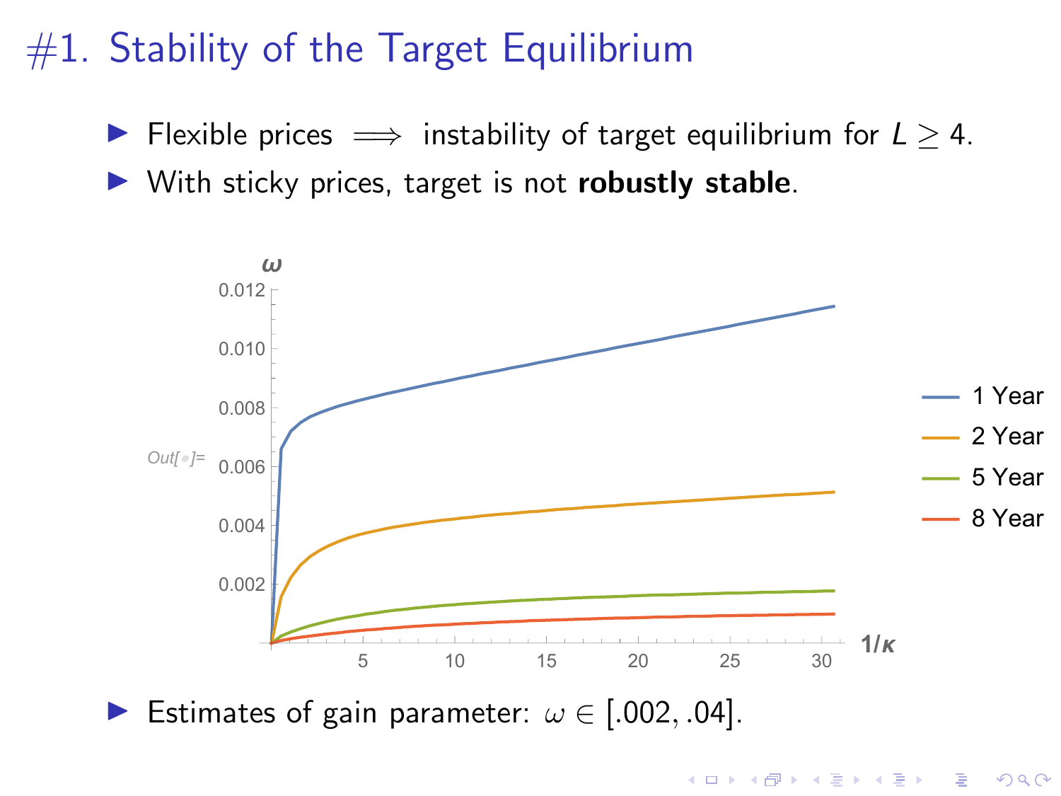# #1. Stability of the Target Equilibrium

- Flexible prices $\implies$ instability of target equilibrium for $L \geq 4$.
- With sticky prices, target is not **robustly stable**.

- Estimates of gain parameter: $\omega \in [.002, .04]$.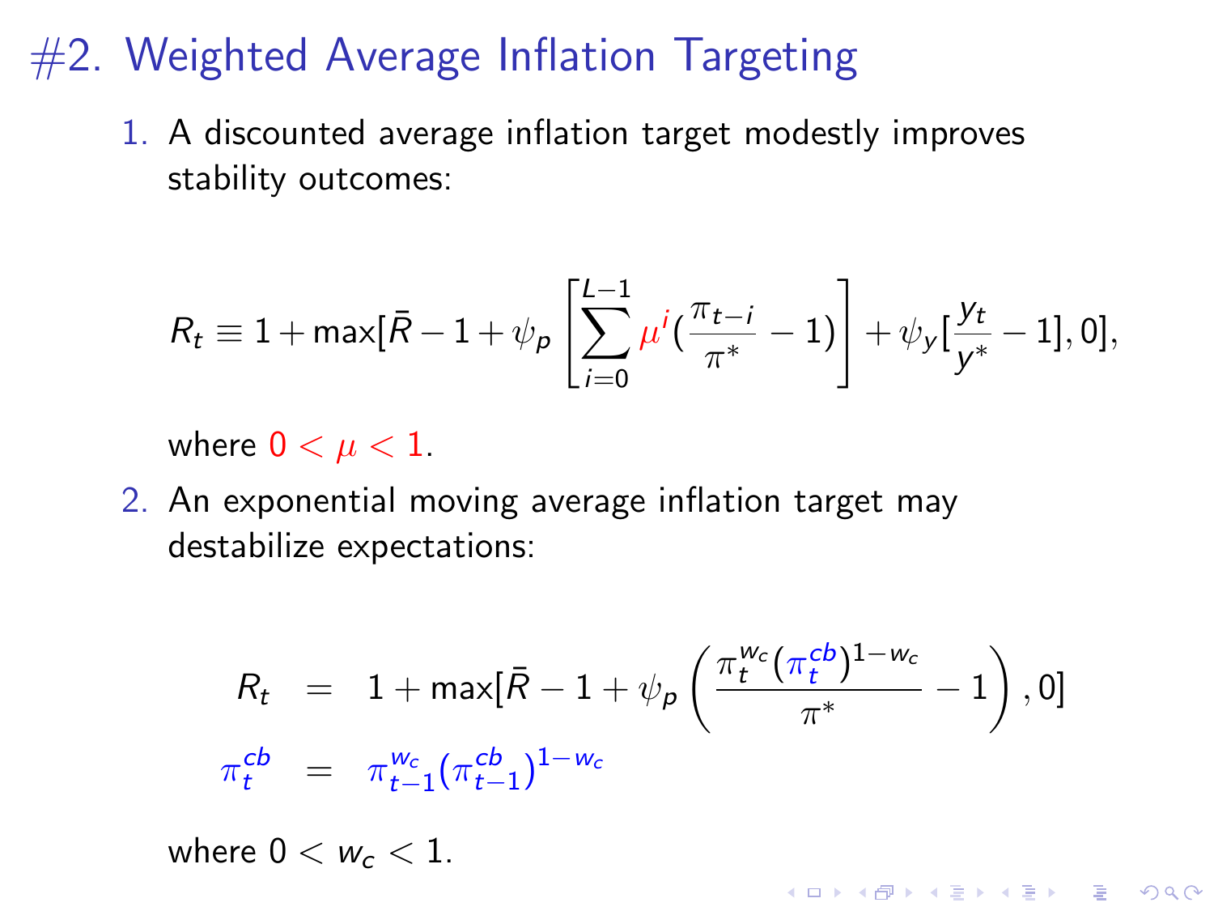# #2. Weighted Average Inflation Targeting

1. A discounted average inflation target modestly improves stability outcomes:

$$R_t \equiv 1 + \max[\bar{R} - 1 + \psi_p \left[ \sum_{i=0}^{L-1} \mu^i (\frac{\pi_{t-i}}{\pi^*} - 1) \right] + \psi_y [\frac{y_t}{y^*} - 1], 0],$$

   where $0 < \mu < 1$.

2. An exponential moving average inflation target may destabilize expectations:

$$\begin{aligned} R_t &= 1 + \max[\bar{R} - 1 + \psi_p \left( \frac{\pi_t^{w_c} (\pi_t^{cb})^{1-w_c}}{\pi^*} - 1 \right), 0] \\ \pi_t^{cb} &= \pi_{t-1}^{w_c} (\pi_{t-1}^{cb})^{1-w_c} \end{aligned}$$

   where $0 < w_c < 1$.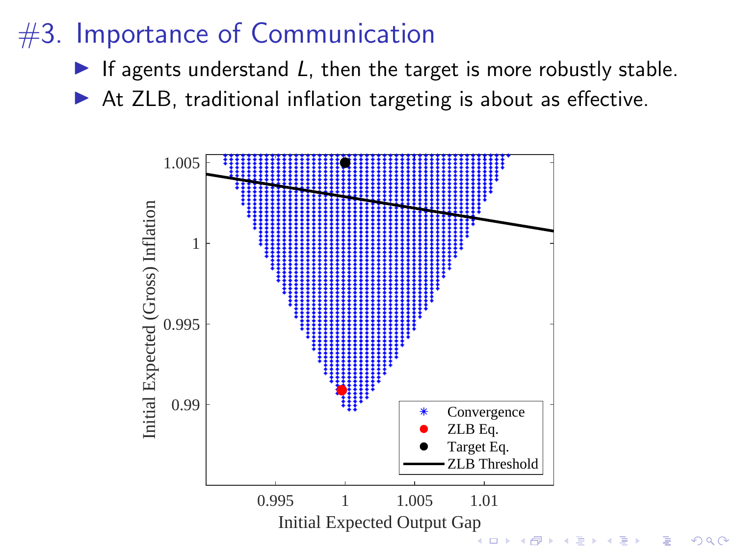# #3. Importance of Communication

- If agents understand $L$, then the target is more robustly stable.
- At ZLB, traditional inflation targeting is about as effective.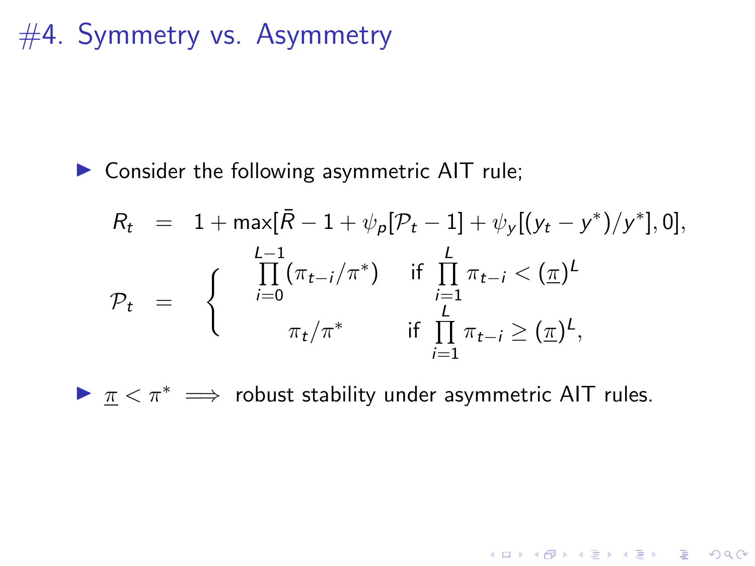# #4. Symmetry vs. Asymmetry

- Consider the following asymmetric AIT rule;

$$
\begin{aligned}
R_t &= 1 + \max[\bar{R} - 1 + \psi_p[\mathcal{P}_t - 1] + \psi_y[(y_t - y^*)/y^*], 0], \\
\mathcal{P}_t &= \begin{cases} \prod_{i=0}^{L-1} (\pi_{t-i}/\pi^*) & \text{if } \prod_{i=1}^{L} \pi_{t-i} < (\underline{\pi})^L \\ \pi_t/\pi^* & \text{if } \prod_{i=1}^{L} \pi_{t-i} \geq (\underline{\pi})^L, \end{cases}
\end{aligned}
$$

- $\underline{\pi} < \pi^* \implies$ robust stability under asymmetric AIT rules.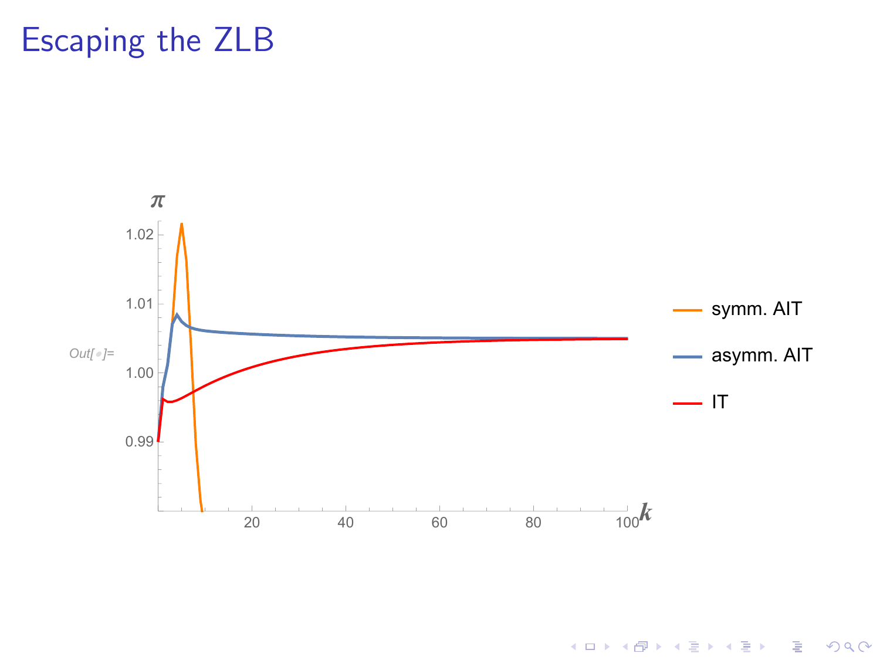# Escaping the ZLB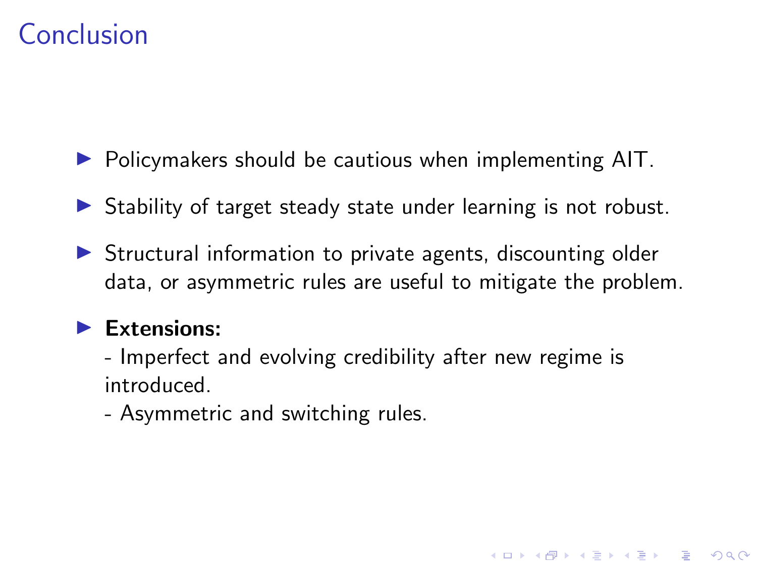# Conclusion

- Policymakers should be cautious when implementing AIT.
- Stability of target steady state under learning is not robust.
- Structural information to private agents, discounting older data, or asymmetric rules are useful to mitigate the problem.
- **Extensions:**
  - Imperfect and evolving credibility after new regime is introduced.
  - Asymmetric and switching rules.